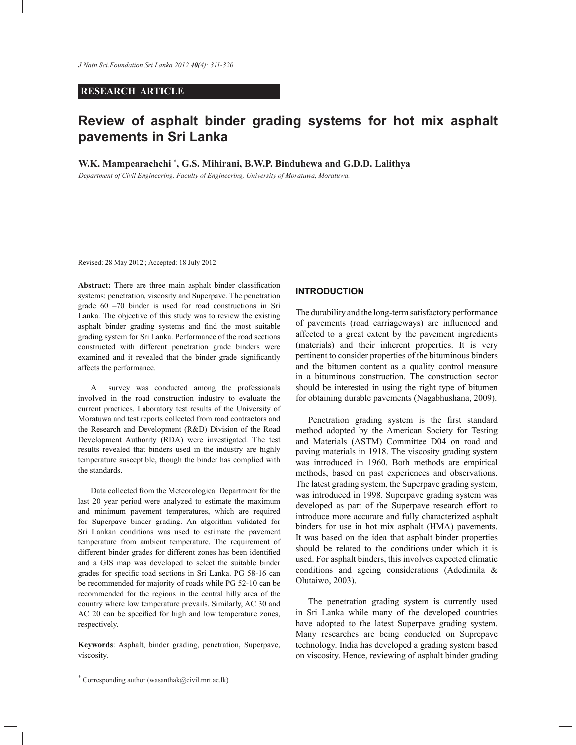**RESEARCH ARTICLE**

# Review of asphalt binder grading systems for hot mix asphalt pavements in Sri Lanka

**W.K. Mampearachchi [*], G.S. Mihirani, B.W.P. Binduhewa and G.D.D. Lalithya**

*Department of Civil Engineering, Faculty of Engineering, University of Moratuwa, Moratuwa.*

Revised: 28 May 2012 ; Accepted: 18 July 2012

**Abstract:** There are three main asphalt binder classification systems; penetration, viscosity and Superpave. The penetration grade 60 –70 binder is used for road constructions in Sri Lanka. The objective of this study was to review the existing asphalt binder grading systems and find the most suitable grading system for Sri Lanka. Performance of the road sections constructed with different penetration grade binders were examined and it revealed that the binder grade significantly affects the performance.

A survey was conducted among the professionals involved in the road construction industry to evaluate the current practices. Laboratory test results of the University of Moratuwa and test reports collected from road contractors and the Research and Development (R&D) Division of the Road Development Authority (RDA) were investigated. The test results revealed that binders used in the industry are highly temperature susceptible, though the binder has complied with the standards.

Data collected from the Meteorological Department for the last 20 year period were analyzed to estimate the maximum and minimum pavement temperatures, which are required for Superpave binder grading. An algorithm validated for Sri Lankan conditions was used to estimate the pavement temperature from ambient temperature. The requirement of different binder grades for different zones has been identified and a GIS map was developed to select the suitable binder grades for specific road sections in Sri Lanka. PG 58-16 can be recommended for majority of roads while PG 52-10 can be recommended for the regions in the central hilly area of the country where low temperature prevails. Similarly, AC 30 and AC 20 can be specified for high and low temperature zones, respectively.

**Keywords**: Asphalt, binder grading, penetration, Superpave, viscosity.

## INTRODUCTION

The durability and the long-term satisfactory performance of pavements (road carriageways) are influenced and affected to a great extent by the pavement ingredients (materials) and their inherent properties. It is very pertinent to consider properties of the bituminous binders and the bitumen content as a quality control measure in a bituminous construction. The construction sector should be interested in using the right type of bitumen for obtaining durable pavements (Nagabhushana, 2009).

Penetration grading system is the first standard method adopted by the American Society for Testing and Materials (ASTM) Committee D04 on road and paving materials in 1918. The viscosity grading system was introduced in 1960. Both methods are empirical methods, based on past experiences and observations. The latest grading system, the Superpave grading system, was introduced in 1998. Superpave grading system was developed as part of the Superpave research effort to introduce more accurate and fully characterized asphalt binders for use in hot mix asphalt (HMA) pavements. It was based on the idea that asphalt binder properties should be related to the conditions under which it is used. For asphalt binders, this involves expected climatic conditions and ageing considerations (Adedimila & Olutaiwo, 2003).

The penetration grading system is currently used in Sri Lanka while many of the developed countries have adopted to the latest Superpave grading system. Many researches are being conducted on Suprepave technology. India has developed a grading system based on viscosity. Hence, reviewing of asphalt binder grading

[*] Corresponding author (wasanthak@civil.mrt.ac.lk)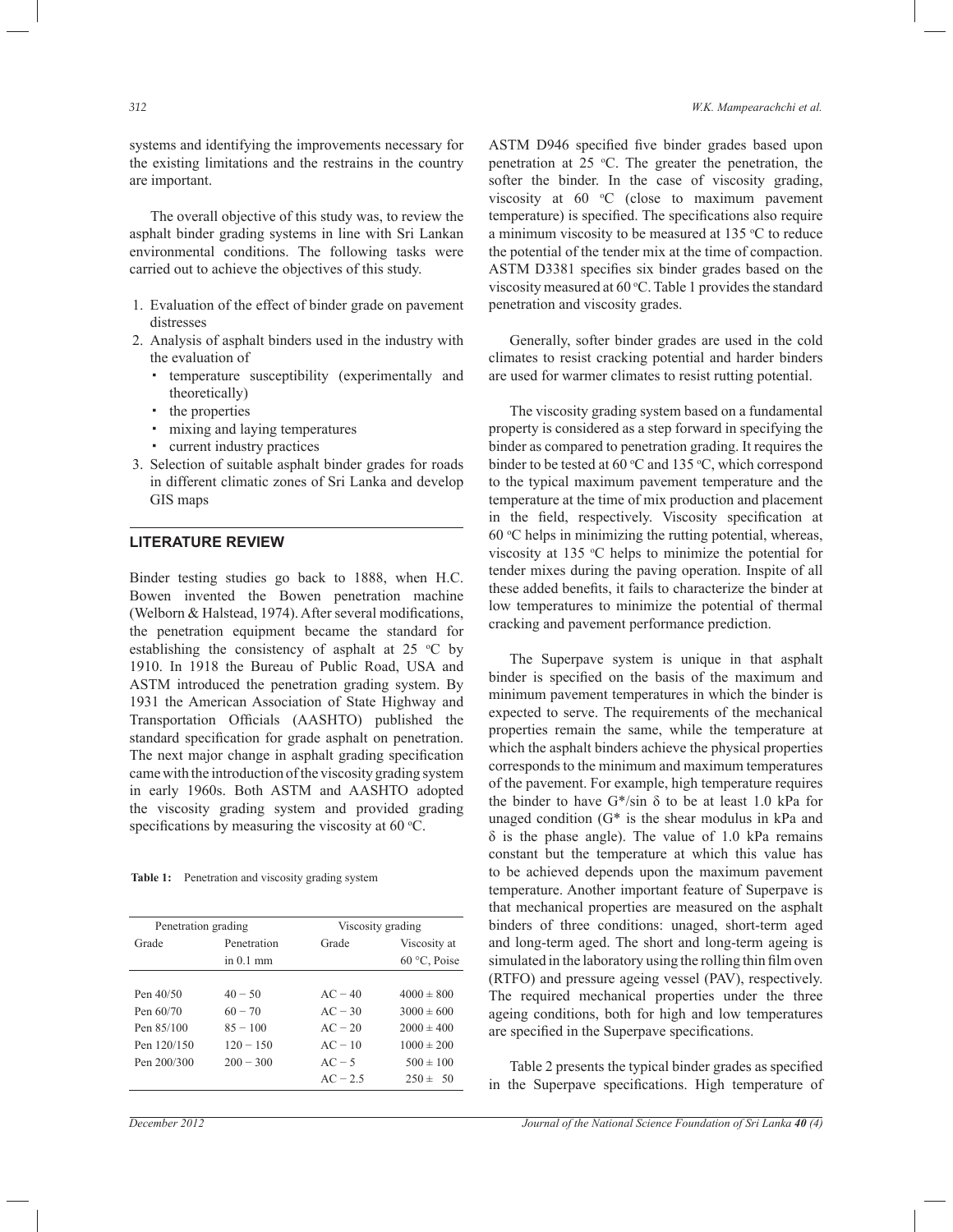systems and identifying the improvements necessary for the existing limitations and the restrains in the country are important.

The overall objective of this study was, to review the asphalt binder grading systems in line with Sri Lankan environmental conditions. The following tasks were carried out to achieve the objectives of this study.

1. Evaluation of the effect of binder grade on pavement distresses
2. Analysis of asphalt binders used in the industry with the evaluation of
   - temperature susceptibility (experimentally and theoretically)
   - the properties
   - mixing and laying temperatures
   - current industry practices
3. Selection of suitable asphalt binder grades for roads in different climatic zones of Sri Lanka and develop GIS maps

## LITERATURE REVIEW

Binder testing studies go back to 1888, when H.C. Bowen invented the Bowen penetration machine (Welborn & Halstead, 1974). After several modifications, the penetration equipment became the standard for establishing the consistency of asphalt at 25 °C by 1910. In 1918 the Bureau of Public Road, USA and ASTM introduced the penetration grading system. By 1931 the American Association of State Highway and Transportation Officials (AASHTO) published the standard specification for grade asphalt on penetration. The next major change in asphalt grading specification came with the introduction of the viscosity grading system in early 1960s. Both ASTM and AASHTO adopted the viscosity grading system and provided grading specifications by measuring the viscosity at 60 °C.

**Table 1:** Penetration and viscosity grading system

| Penetration grading | | Viscosity grading | |
|---|---|---|---|
| Grade | Penetration in 0.1 mm | Grade | Viscosity at 60 °C, Poise |
| Pen 40/50 | 40 – 50 | AC – 40 | 4000 ± 800 |
| Pen 60/70 | 60 – 70 | AC – 30 | 3000 ± 600 |
| Pen 85/100 | 85 – 100 | AC – 20 | 2000 ± 400 |
| Pen 120/150 | 120 – 150 | AC – 10 | 1000 ± 200 |
| Pen 200/300 | 200 – 300 | AC – 5 | 500 ± 100 |
| | | AC – 2.5 | 250 ± 50 |

ASTM D946 specified five binder grades based upon penetration at 25 °C. The greater the penetration, the softer the binder. In the case of viscosity grading, viscosity at 60 °C (close to maximum pavement temperature) is specified. The specifications also require a minimum viscosity to be measured at 135 °C to reduce the potential of the tender mix at the time of compaction. ASTM D3381 specifies six binder grades based on the viscosity measured at 60 °C. Table 1 provides the standard penetration and viscosity grades.

Generally, softer binder grades are used in the cold climates to resist cracking potential and harder binders are used for warmer climates to resist rutting potential.

The viscosity grading system based on a fundamental property is considered as a step forward in specifying the binder as compared to penetration grading. It requires the binder to be tested at 60 °C and 135 °C, which correspond to the typical maximum pavement temperature and the temperature at the time of mix production and placement in the field, respectively. Viscosity specification at 60 °C helps in minimizing the rutting potential, whereas, viscosity at 135 °C helps to minimize the potential for tender mixes during the paving operation. Inspite of all these added benefits, it fails to characterize the binder at low temperatures to minimize the potential of thermal cracking and pavement performance prediction.

The Superpave system is unique in that asphalt binder is specified on the basis of the maximum and minimum pavement temperatures in which the binder is expected to serve. The requirements of the mechanical properties remain the same, while the temperature at which the asphalt binders achieve the physical properties corresponds to the minimum and maximum temperatures of the pavement. For example, high temperature requires the binder to have $G^*/\sin\delta$ to be at least 1.0 kPa for unaged condition ($G^*$ is the shear modulus in kPa and $\delta$ is the phase angle). The value of 1.0 kPa remains constant but the temperature at which this value has to be achieved depends upon the maximum pavement temperature. Another important feature of Superpave is that mechanical properties are measured on the asphalt binders of three conditions: unaged, short-term aged and long-term aged. The short and long-term ageing is simulated in the laboratory using the rolling thin film oven (RTFO) and pressure ageing vessel (PAV), respectively. The required mechanical properties under the three ageing conditions, both for high and low temperatures are specified in the Superpave specifications.

Table 2 presents the typical binder grades as specified in the Superpave specifications. High temperature of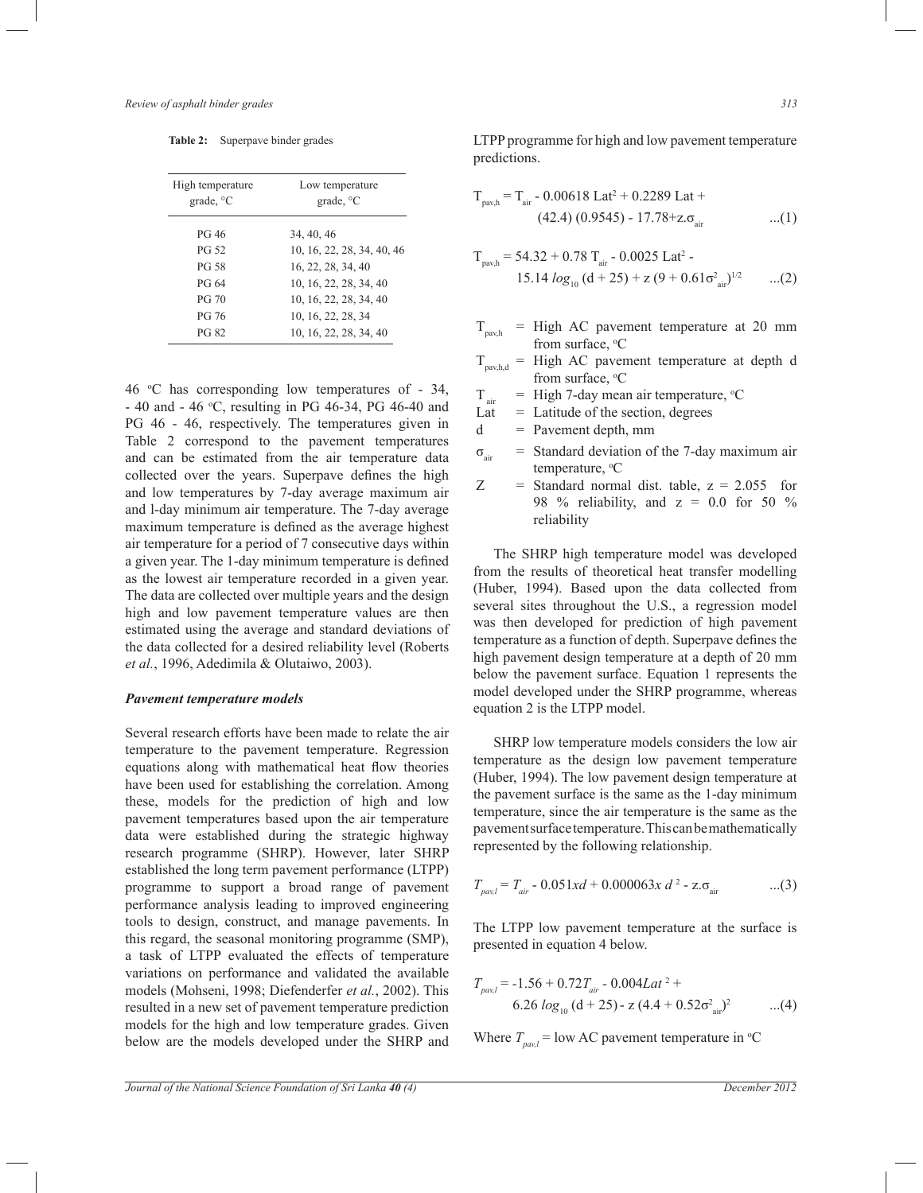**Table 2:** Superpave binder grades

| High temperature grade, °C | Low temperature grade, °C |
|---|---|
| PG 46 | 34, 40, 46 |
| PG 52 | 10, 16, 22, 28, 34, 40, 46 |
| PG 58 | 16, 22, 28, 34, 40 |
| PG 64 | 10, 16, 22, 28, 34, 40 |
| PG 70 | 10, 16, 22, 28, 34, 40 |
| PG 76 | 10, 16, 22, 28, 34 |
| PG 82 | 10, 16, 22, 28, 34, 40 |

46 °C has corresponding low temperatures of - 34, - 40 and - 46 °C, resulting in PG 46-34, PG 46-40 and PG 46 - 46, respectively. The temperatures given in Table 2 correspond to the pavement temperatures and can be estimated from the air temperature data collected over the years. Superpave defines the high and low temperatures by 7-day average maximum air and l-day minimum air temperature. The 7-day average maximum temperature is defined as the average highest air temperature for a period of 7 consecutive days within a given year. The 1-day minimum temperature is defined as the lowest air temperature recorded in a given year. The data are collected over multiple years and the design high and low pavement temperature values are then estimated using the average and standard deviations of the data collected for a desired reliability level (Roberts *et al.*, 1996, Adedimila & Olutaiwo, 2003).

### *Pavement temperature models*

Several research efforts have been made to relate the air temperature to the pavement temperature. Regression equations along with mathematical heat flow theories have been used for establishing the correlation. Among these, models for the prediction of high and low pavement temperatures based upon the air temperature data were established during the strategic highway research programme (SHRP). However, later SHRP established the long term pavement performance (LTPP) programme to support a broad range of pavement performance analysis leading to improved engineering tools to design, construct, and manage pavements. In this regard, the seasonal monitoring programme (SMP), a task of LTPP evaluated the effects of temperature variations on performance and validated the available models (Mohseni, 1998; Diefenderfer *et al.*, 2002). This resulted in a new set of pavement temperature prediction models for the high and low temperature grades. Given below are the models developed under the SHRP and LTPP programme for high and low pavement temperature predictions.

$$T_{pav,h} = T_{air} - 0.00618\ Lat^2 + 0.2289\ Lat + (42.4)\ (0.9545) - 17.78 + z.\sigma_{air} \qquad ...(1)$$

$$T_{pav,h} = 54.32 + 0.78\ T_{air} - 0.0025\ Lat^2 - 15.14\ log_{10}\ (d + 25) + z\ (9 + 0.61\sigma^2_{air})^{1/2} \qquad ...(2)$$

- $T_{pav,h}$ = High AC pavement temperature at 20 mm from surface, °C
- $T_{pav,h,d}$ = High AC pavement temperature at depth d from surface, °C
- $T_{air}$ = High 7-day mean air temperature, °C
- Lat = Latitude of the section, degrees
- d = Pavement depth, mm
- $\sigma_{air}$ = Standard deviation of the 7-day maximum air temperature, °C
- Z = Standard normal dist. table, z = 2.055 for 98 % reliability, and z = 0.0 for 50 % reliability

The SHRP high temperature model was developed from the results of theoretical heat transfer modelling (Huber, 1994). Based upon the data collected from several sites throughout the U.S., a regression model was then developed for prediction of high pavement temperature as a function of depth. Superpave defines the high pavement design temperature at a depth of 20 mm below the pavement surface. Equation 1 represents the model developed under the SHRP programme, whereas equation 2 is the LTPP model.

SHRP low temperature models considers the low air temperature as the design low pavement temperature (Huber, 1994). The low pavement design temperature at the pavement surface is the same as the 1-day minimum temperature, since the air temperature is the same as the pavement surface temperature. This can be mathematically represented by the following relationship.

$$T_{pav,l} = T_{air} - 0.051 x d + 0.000063 x\ d^2 - z.\sigma_{air} \qquad ...(3)$$

The LTPP low pavement temperature at the surface is presented in equation 4 below.

$$T_{pav,l} = -1.56 + 0.72 T_{air} - 0.004 Lat^2 + 6.26\ log_{10}\ (d + 25) - z\ (4.4 + 0.52\sigma^2_{air})^2 \qquad ...(4)$$

Where $T_{pav,l}$ = low AC pavement temperature in °C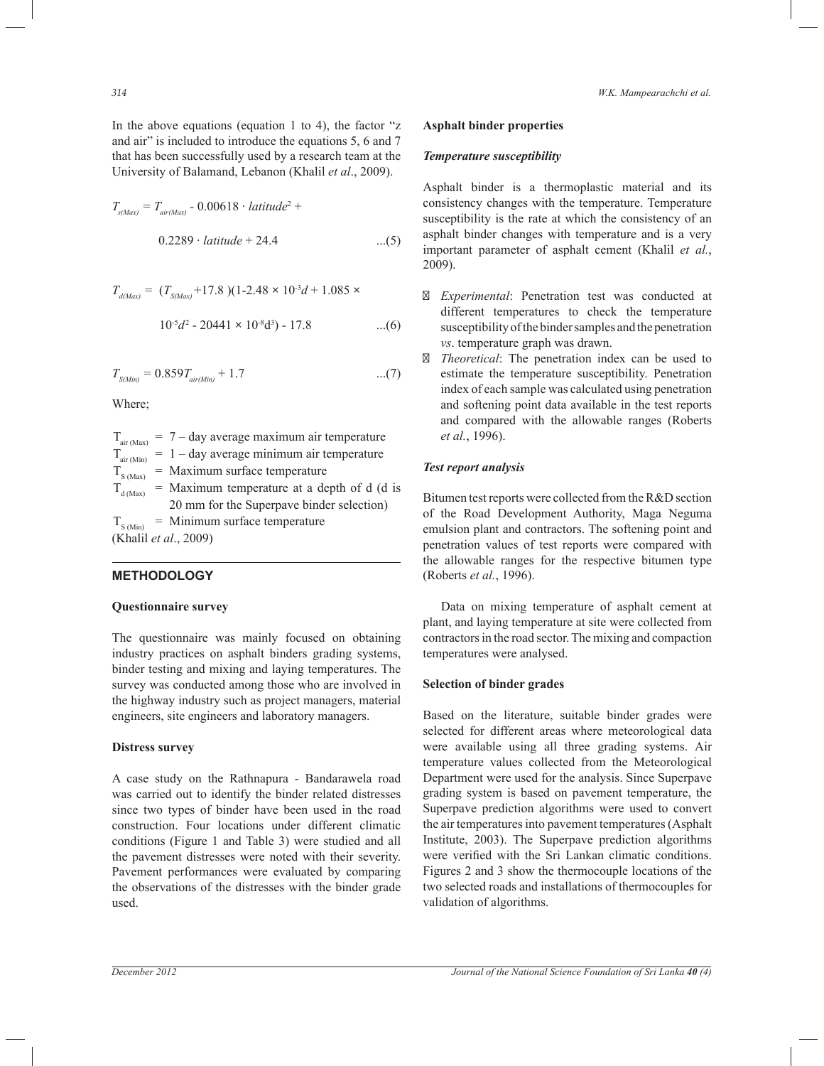In the above equations (equation 1 to 4), the factor "z and air" is included to introduce the equations 5, 6 and 7 that has been successfully used by a research team at the University of Balamand, Lebanon (Khalil *et al*., 2009).

$$T_{s(Max)} = T_{air(Max)} - 0.00618 \cdot latitude^2 + 0.2289 \cdot latitude + 24.4 \quad ...(5)$$

$$T_{d(Max)} = (T_{S(Max)} + 17.8)(1 - 2.48 \times 10^{-3}d + 1.085 \times 10^{-5}d^2 - 20441 \times 10^{-8}d^3) - 17.8 \quad ...(6)$$

$$T_{S(Min)} = 0.859T_{air(Min)} + 1.7 \quad ...(7)$$

Where;

$T_{air\,(Max)}$ = 7 – day average maximum air temperature
$T_{air\,(Min)}$ = 1 – day average minimum air temperature
$T_{S\,(Max)}$ = Maximum surface temperature
$T_{d\,(Max)}$ = Maximum temperature at a depth of d (d is 20 mm for the Superpave binder selection)
$T_{S\,(Min)}$ = Minimum surface temperature
(Khalil *et al*., 2009)

## METHODOLOGY

### Questionnaire survey

The questionnaire was mainly focused on obtaining industry practices on asphalt binders grading systems, binder testing and mixing and laying temperatures. The survey was conducted among those who are involved in the highway industry such as project managers, material engineers, site engineers and laboratory managers.

### Distress survey

A case study on the Rathnapura - Bandarawela road was carried out to identify the binder related distresses since two types of binder have been used in the road construction. Four locations under different climatic conditions (Figure 1 and Table 3) were studied and all the pavement distresses were noted with their severity. Pavement performances were evaluated by comparing the observations of the distresses with the binder grade used.

### Asphalt binder properties

#### *Temperature susceptibility*

Asphalt binder is a thermoplastic material and its consistency changes with the temperature. Temperature susceptibility is the rate at which the consistency of an asphalt binder changes with temperature and is a very important parameter of asphalt cement (Khalil *et al.*, 2009).

- *Experimental*: Penetration test was conducted at different temperatures to check the temperature susceptibility of the binder samples and the penetration *vs*. temperature graph was drawn.
- *Theoretical*: The penetration index can be used to estimate the temperature susceptibility. Penetration index of each sample was calculated using penetration and softening point data available in the test reports and compared with the allowable ranges (Roberts *et al.*, 1996).

#### *Test report analysis*

Bitumen test reports were collected from the R&D section of the Road Development Authority, Maga Neguma emulsion plant and contractors. The softening point and penetration values of test reports were compared with the allowable ranges for the respective bitumen type (Roberts *et al.*, 1996).

Data on mixing temperature of asphalt cement at plant, and laying temperature at site were collected from contractors in the road sector. The mixing and compaction temperatures were analysed.

### Selection of binder grades

Based on the literature, suitable binder grades were selected for different areas where meteorological data were available using all three grading systems. Air temperature values collected from the Meteorological Department were used for the analysis. Since Superpave grading system is based on pavement temperature, the Superpave prediction algorithms were used to convert the air temperatures into pavement temperatures (Asphalt Institute, 2003). The Superpave prediction algorithms were verified with the Sri Lankan climatic conditions. Figures 2 and 3 show the thermocouple locations of the two selected roads and installations of thermocouples for validation of algorithms.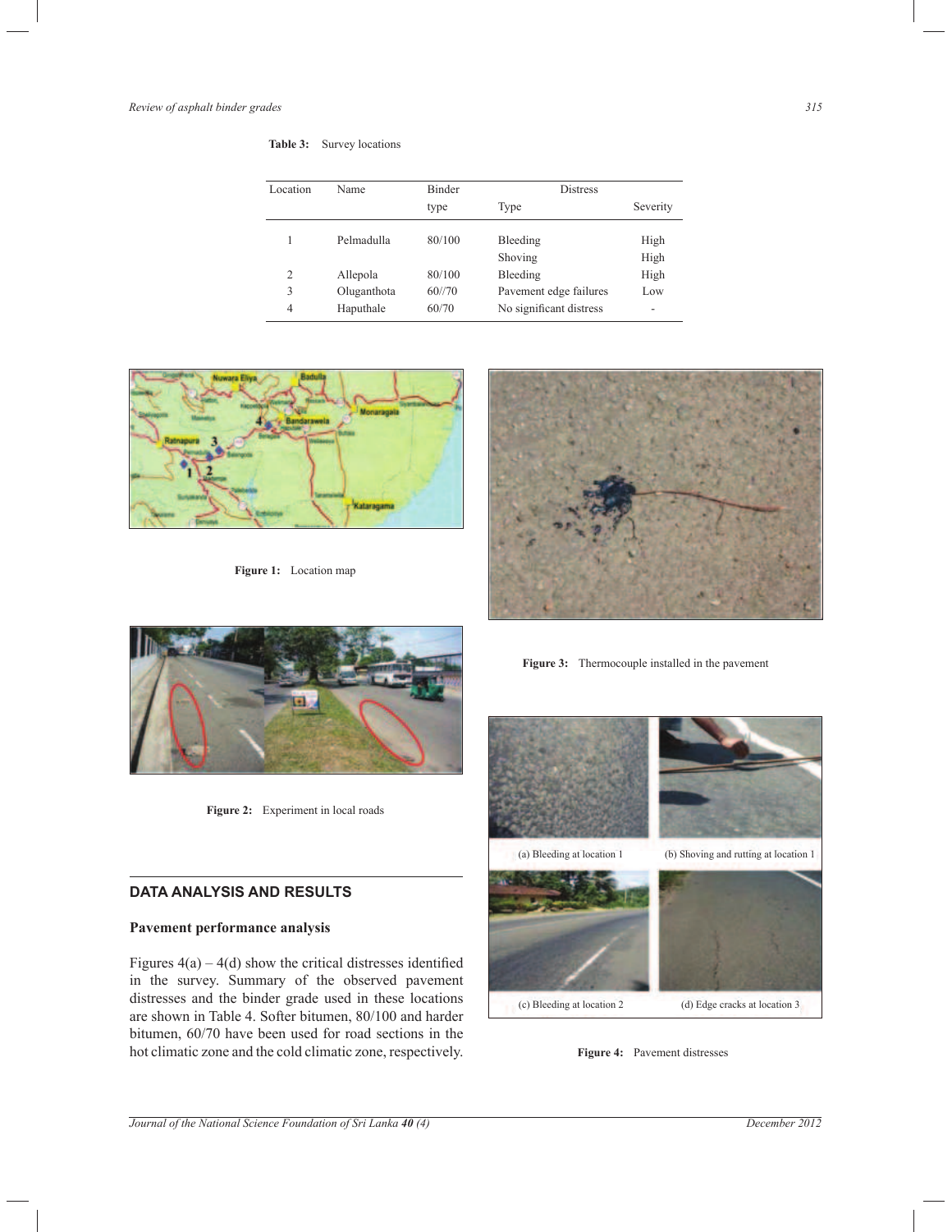**Table 3:** Survey locations

| Location | Name | Binder type | Distress Type | Distress Severity |
|---|---|---|---|---|
| 1 | Pelmadulla | 80/100 | Bleeding | High |
| | | | Shoving | High |
| 2 | Allepola | 80/100 | Bleeding | High |
| 3 | Oluganthota | 60//70 | Pavement edge failures | Low |
| 4 | Haputhale | 60/70 | No significant distress | - |

**Figure 1:** Location map

**Figure 3:** Thermocouple installed in the pavement

**Figure 2:** Experiment in local roads

(a) Bleeding at location 1

(b) Shoving and rutting at location 1

(c) Bleeding at location 2

(d) Edge cracks at location 3

**Figure 4:** Pavement distresses

## DATA ANALYSIS AND RESULTS

### Pavement performance analysis

Figures 4(a) – 4(d) show the critical distresses identified in the survey. Summary of the observed pavement distresses and the binder grade used in these locations are shown in Table 4. Softer bitumen, 80/100 and harder bitumen, 60/70 have been used for road sections in the hot climatic zone and the cold climatic zone, respectively.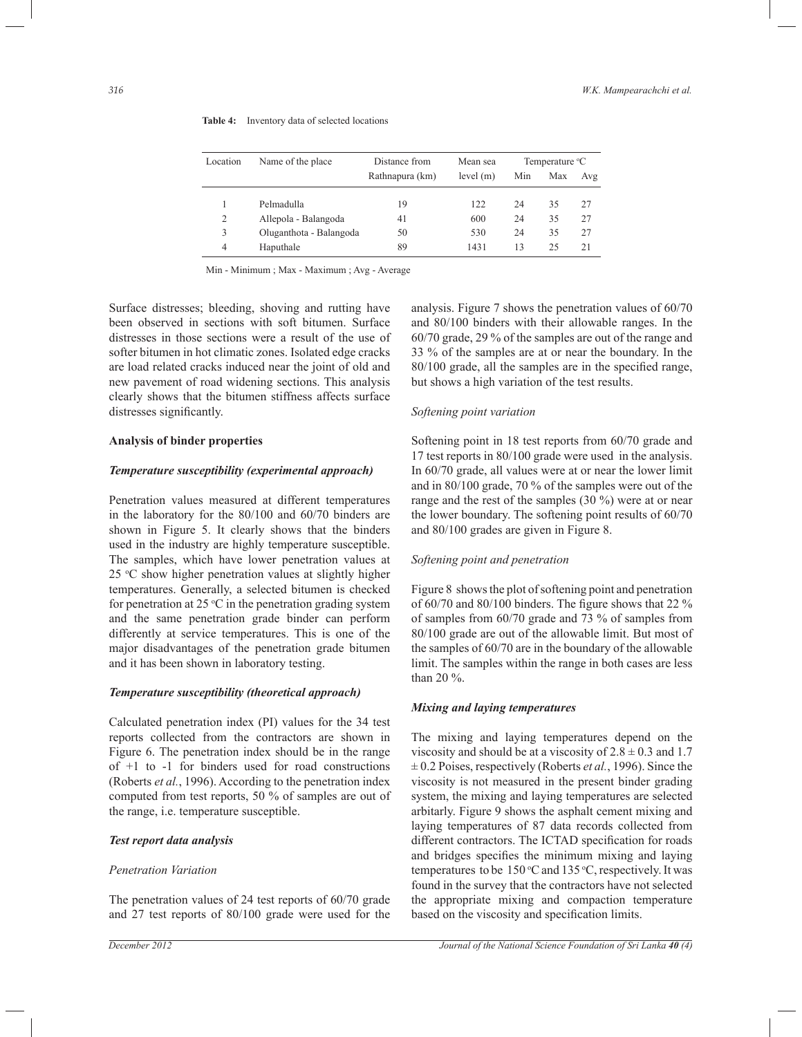**Table 4:** Inventory data of selected locations

| Location | Name of the place | Distance from Rathnapura (km) | Mean sea level (m) | Temperature °C | | |
|---|---|---|---|---|---|---|
| | | | | Min | Max | Avg |
| 1 | Pelmadulla | 19 | 122 | 24 | 35 | 27 |
| 2 | Allepola - Balangoda | 41 | 600 | 24 | 35 | 27 |
| 3 | Oluganthota - Balangoda | 50 | 530 | 24 | 35 | 27 |
| 4 | Haputhale | 89 | 1431 | 13 | 25 | 21 |

Min - Minimum ; Max - Maximum ; Avg - Average

Surface distresses; bleeding, shoving and rutting have been observed in sections with soft bitumen. Surface distresses in those sections were a result of the use of softer bitumen in hot climatic zones. Isolated edge cracks are load related cracks induced near the joint of old and new pavement of road widening sections. This analysis clearly shows that the bitumen stiffness affects surface distresses significantly.

**Analysis of binder properties**

***Temperature susceptibility (experimental approach)***

Penetration values measured at different temperatures in the laboratory for the 80/100 and 60/70 binders are shown in Figure 5. It clearly shows that the binders used in the industry are highly temperature susceptible. The samples, which have lower penetration values at 25 °C show higher penetration values at slightly higher temperatures. Generally, a selected bitumen is checked for penetration at 25 °C in the penetration grading system and the same penetration grade binder can perform differently at service temperatures. This is one of the major disadvantages of the penetration grade bitumen and it has been shown in laboratory testing.

***Temperature susceptibility (theoretical approach)***

Calculated penetration index (PI) values for the 34 test reports collected from the contractors are shown in Figure 6. The penetration index should be in the range of +1 to -1 for binders used for road constructions (Roberts *et al.*, 1996). According to the penetration index computed from test reports, 50 % of samples are out of the range, i.e. temperature susceptible.

***Test report data analysis***

*Penetration Variation*

The penetration values of 24 test reports of 60/70 grade and 27 test reports of 80/100 grade were used for the analysis. Figure 7 shows the penetration values of 60/70 and 80/100 binders with their allowable ranges. In the 60/70 grade, 29 % of the samples are out of the range and 33 % of the samples are at or near the boundary. In the 80/100 grade, all the samples are in the specified range, but shows a high variation of the test results.

*Softening point variation*

Softening point in 18 test reports from 60/70 grade and 17 test reports in 80/100 grade were used in the analysis. In 60/70 grade, all values were at or near the lower limit and in 80/100 grade, 70 % of the samples were out of the range and the rest of the samples (30 %) were at or near the lower boundary. The softening point results of 60/70 and 80/100 grades are given in Figure 8.

*Softening point and penetration*

Figure 8 shows the plot of softening point and penetration of 60/70 and 80/100 binders. The figure shows that 22 % of samples from 60/70 grade and 73 % of samples from 80/100 grade are out of the allowable limit. But most of the samples of 60/70 are in the boundary of the allowable limit. The samples within the range in both cases are less than 20 %.

***Mixing and laying temperatures***

The mixing and laying temperatures depend on the viscosity and should be at a viscosity of $2.8 \pm 0.3$ and $1.7 \pm 0.2$ Poises, respectively (Roberts *et al.*, 1996). Since the viscosity is not measured in the present binder grading system, the mixing and laying temperatures are selected arbitarily. Figure 9 shows the asphalt cement mixing and laying temperatures of 87 data records collected from different contractors. The ICTAD specification for roads and bridges specifies the minimum mixing and laying temperatures to be 150 °C and 135 °C, respectively. It was found in the survey that the contractors have not selected the appropriate mixing and compaction temperature based on the viscosity and specification limits.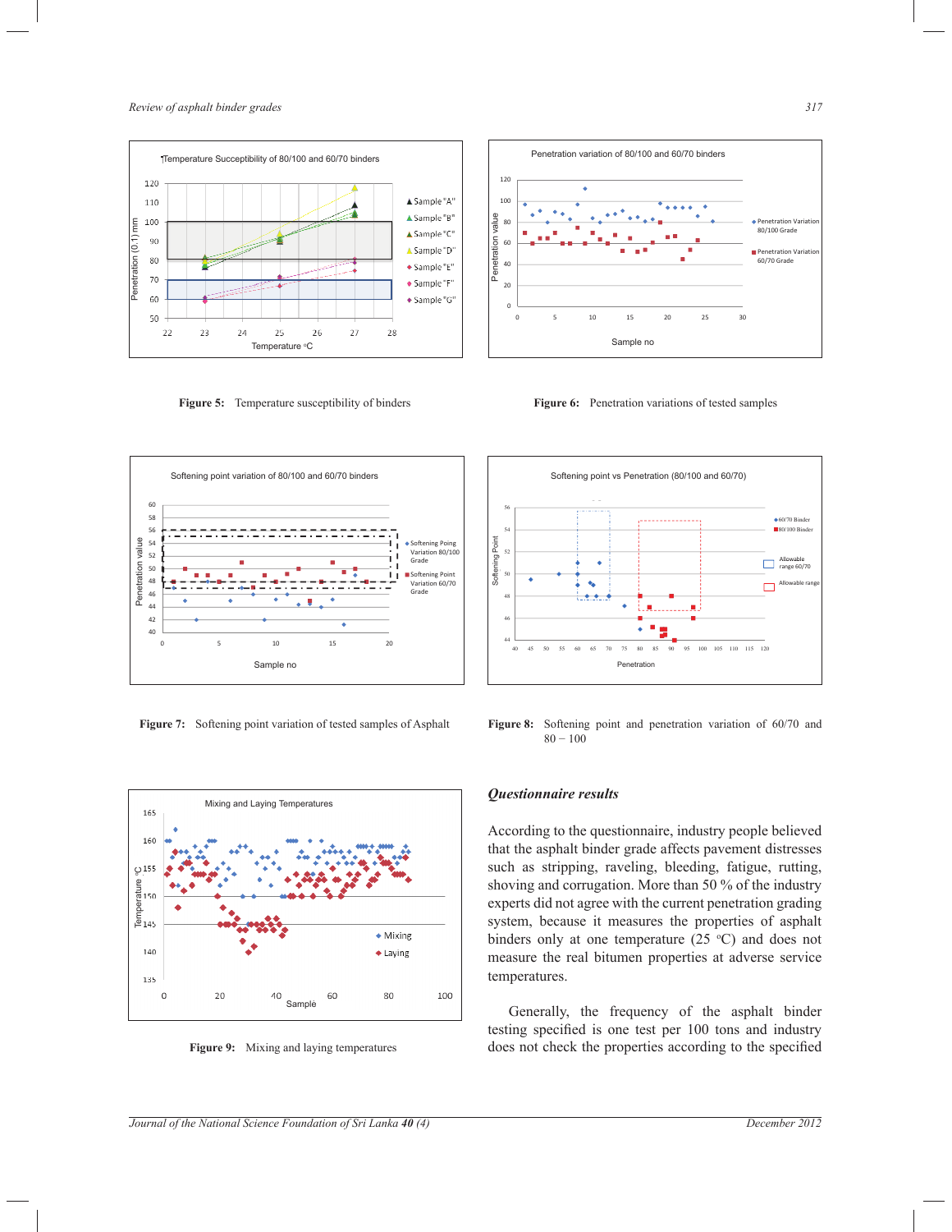**Figure 5:** Temperature susceptibility of binders

**Figure 6:** Penetration variations of tested samples

**Figure 7:** Softening point variation of tested samples of Asphalt

**Figure 8:** Softening point and penetration variation of 60/70 and 80 – 100

**Figure 9:** Mixing and laying temperatures

### *Questionnaire results*

According to the questionnaire, industry people believed that the asphalt binder grade affects pavement distresses such as stripping, raveling, bleeding, fatigue, rutting, shoving and corrugation. More than 50 % of the industry experts did not agree with the current penetration grading system, because it measures the properties of asphalt binders only at one temperature (25 °C) and does not measure the real bitumen properties at adverse service temperatures.

Generally, the frequency of the asphalt binder testing specified is one test per 100 tons and industry does not check the properties according to the specified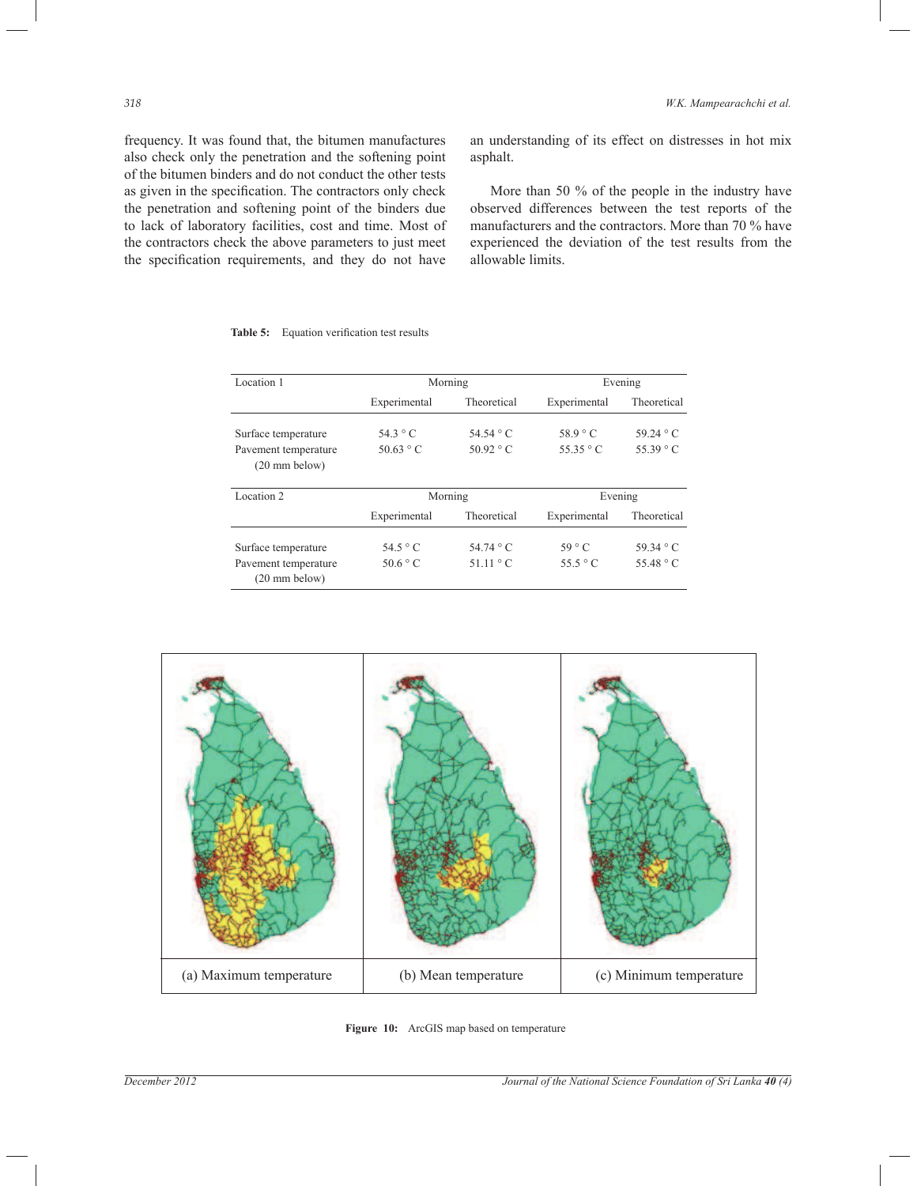frequency. It was found that, the bitumen manufactures also check only the penetration and the softening point of the bitumen binders and do not conduct the other tests as given in the specification. The contractors only check the penetration and softening point of the binders due to lack of laboratory facilities, cost and time. Most of the contractors check the above parameters to just meet the specification requirements, and they do not have an understanding of its effect on distresses in hot mix asphalt.

More than 50 % of the people in the industry have observed differences between the test reports of the manufacturers and the contractors. More than 70 % have experienced the deviation of the test results from the allowable limits.

**Table 5:** Equation verification test results

| Location 1 | Morning | | Evening | |
|---|---|---|---|---|
| | Experimental | Theoretical | Experimental | Theoretical |
| Surface temperature | 54.3 ° C | 54.54 ° C | 58.9 ° C | 59.24 ° C |
| Pavement temperature (20 mm below) | 50.63 ° C | 50.92 ° C | 55.35 ° C | 55.39 ° C |
| **Location 2** | **Morning** | | **Evening** | |
| | Experimental | Theoretical | Experimental | Theoretical |
| Surface temperature | 54.5 ° C | 54.74 ° C | 59 ° C | 59.34 ° C |
| Pavement temperature (20 mm below) | 50.6 ° C | 51.11 ° C | 55.5 ° C | 55.48 ° C |

(a) Maximum temperature (b) Mean temperature (c) Minimum temperature

**Figure 10:** ArcGIS map based on temperature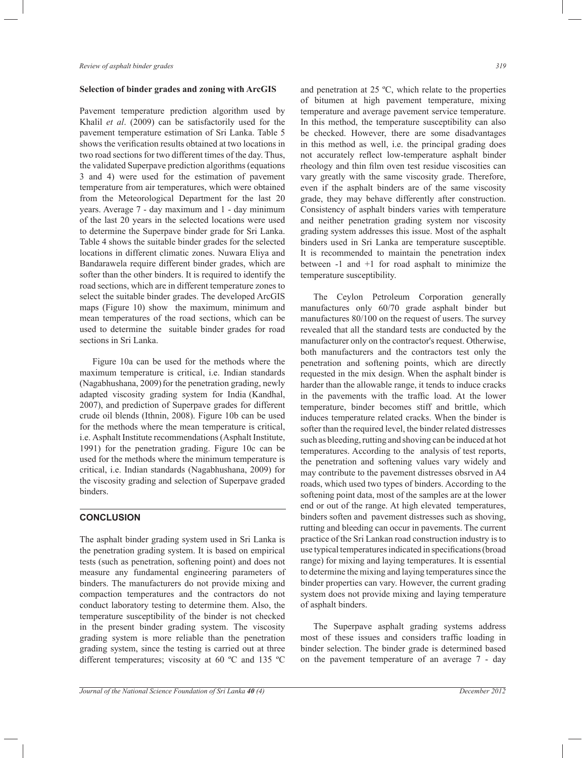### Selection of binder grades and zoning with ArcGIS

Pavement temperature prediction algorithm used by Khalil *et al*. (2009) can be satisfactorily used for the pavement temperature estimation of Sri Lanka. Table 5 shows the verification results obtained at two locations in two road sections for two different times of the day. Thus, the validated Superpave prediction algorithms (equations 3 and 4) were used for the estimation of pavement temperature from air temperatures, which were obtained from the Meteorological Department for the last 20 years. Average 7 - day maximum and 1 - day minimum of the last 20 years in the selected locations were used to determine the Superpave binder grade for Sri Lanka. Table 4 shows the suitable binder grades for the selected locations in different climatic zones. Nuwara Eliya and Bandarawela require different binder grades, which are softer than the other binders. It is required to identify the road sections, which are in different temperature zones to select the suitable binder grades. The developed ArcGIS maps (Figure 10) show the maximum, minimum and mean temperatures of the road sections, which can be used to determine the suitable binder grades for road sections in Sri Lanka.

Figure 10a can be used for the methods where the maximum temperature is critical, i.e. Indian standards (Nagabhushana, 2009) for the penetration grading, newly adapted viscosity grading system for India (Kandhal, 2007), and prediction of Superpave grades for different crude oil blends (Ithnin, 2008). Figure 10b can be used for the methods where the mean temperature is critical, i.e. Asphalt Institute recommendations (Asphalt Institute, 1991) for the penetration grading. Figure 10c can be used for the methods where the minimum temperature is critical, i.e. Indian standards (Nagabhushana, 2009) for the viscosity grading and selection of Superpave graded binders.

## CONCLUSION

The asphalt binder grading system used in Sri Lanka is the penetration grading system. It is based on empirical tests (such as penetration, softening point) and does not measure any fundamental engineering parameters of binders. The manufacturers do not provide mixing and compaction temperatures and the contractors do not conduct laboratory testing to determine them. Also, the temperature susceptibility of the binder is not checked in the present binder grading system. The viscosity grading system is more reliable than the penetration grading system, since the testing is carried out at three different temperatures; viscosity at 60 ºC and 135 ºC and penetration at 25 ºC, which relate to the properties of bitumen at high pavement temperature, mixing temperature and average pavement service temperature. In this method, the temperature susceptibility can also be checked. However, there are some disadvantages in this method as well, i.e. the principal grading does not accurately reflect low-temperature asphalt binder rheology and thin film oven test residue viscosities can vary greatly with the same viscosity grade. Therefore, even if the asphalt binders are of the same viscosity grade, they may behave differently after construction. Consistency of asphalt binders varies with temperature and neither penetration grading system nor viscosity grading system addresses this issue. Most of the asphalt binders used in Sri Lanka are temperature susceptible. It is recommended to maintain the penetration index between -1 and +1 for road asphalt to minimize the temperature susceptibility.

The Ceylon Petroleum Corporation generally manufactures only 60/70 grade asphalt binder but manufactures 80/100 on the request of users. The survey revealed that all the standard tests are conducted by the manufacturer only on the contractor's request. Otherwise, both manufacturers and the contractors test only the penetration and softening points, which are directly requested in the mix design. When the asphalt binder is harder than the allowable range, it tends to induce cracks in the pavements with the traffic load. At the lower temperature, binder becomes stiff and brittle, which induces temperature related cracks. When the binder is softer than the required level, the binder related distresses such as bleeding, rutting and shoving can be induced at hot temperatures. According to the analysis of test reports, the penetration and softening values vary widely and may contribute to the pavement distresses obsrved in A4 roads, which used two types of binders. According to the softening point data, most of the samples are at the lower end or out of the range. At high elevated temperatures, binders soften and pavement distresses such as shoving, rutting and bleeding can occur in pavements. The current practice of the Sri Lankan road construction industry is to use typical temperatures indicated in specifications (broad range) for mixing and laying temperatures. It is essential to determine the mixing and laying temperatures since the binder properties can vary. However, the current grading system does not provide mixing and laying temperature of asphalt binders.

The Superpave asphalt grading systems address most of these issues and considers traffic loading in binder selection. The binder grade is determined based on the pavement temperature of an average 7 - day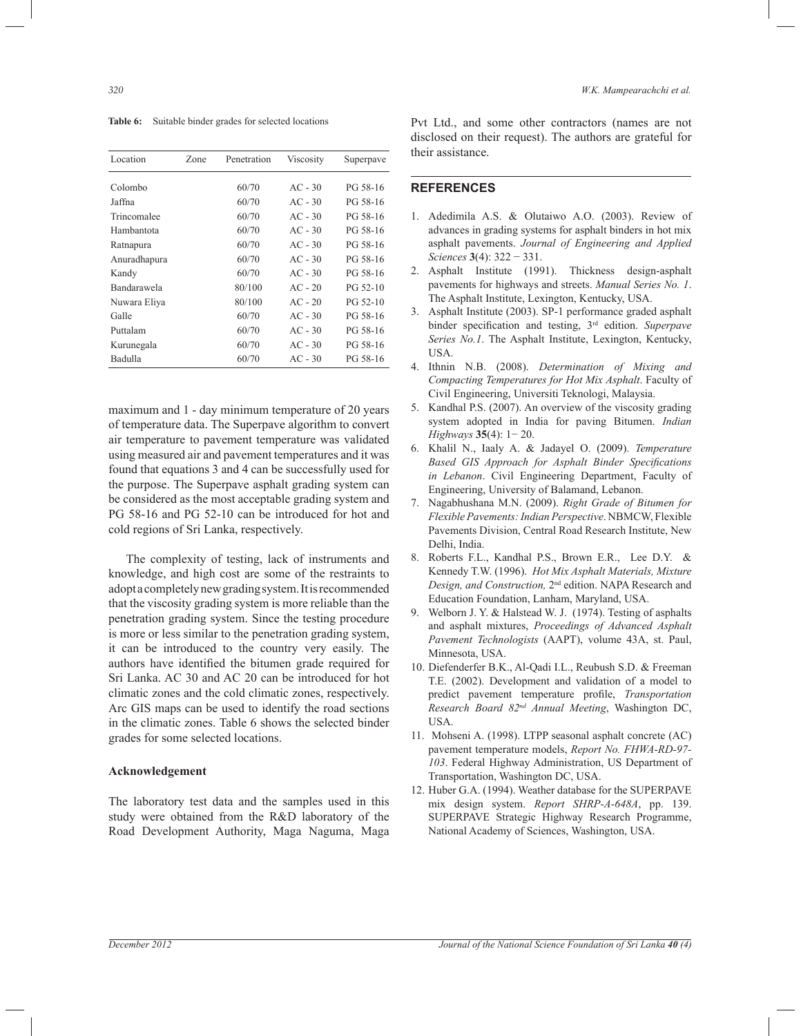**Table 6:** Suitable binder grades for selected locations

| Location | Zone | Penetration | Viscosity | Superpave |
|---|---|---|---|---|
| Colombo | | 60/70 | AC - 30 | PG 58-16 |
| Jaffna | | 60/70 | AC - 30 | PG 58-16 |
| Trincomalee | | 60/70 | AC - 30 | PG 58-16 |
| Hambantota | | 60/70 | AC - 30 | PG 58-16 |
| Ratnapura | | 60/70 | AC - 30 | PG 58-16 |
| Anuradhapura | | 60/70 | AC - 30 | PG 58-16 |
| Kandy | | 60/70 | AC - 30 | PG 58-16 |
| Bandarawela | | 80/100 | AC - 20 | PG 52-10 |
| Nuwara Eliya | | 80/100 | AC - 20 | PG 52-10 |
| Galle | | 60/70 | AC - 30 | PG 58-16 |
| Puttalam | | 60/70 | AC - 30 | PG 58-16 |
| Kurunegala | | 60/70 | AC - 30 | PG 58-16 |
| Badulla | | 60/70 | AC - 30 | PG 58-16 |

maximum and 1 - day minimum temperature of 20 years of temperature data. The Superpave algorithm to convert air temperature to pavement temperature was validated using measured air and pavement temperatures and it was found that equations 3 and 4 can be successfully used for the purpose. The Superpave asphalt grading system can be considered as the most acceptable grading system and PG 58-16 and PG 52-10 can be introduced for hot and cold regions of Sri Lanka, respectively.

The complexity of testing, lack of instruments and knowledge, and high cost are some of the restraints to adopt a completely new grading system. It is recommended that the viscosity grading system is more reliable than the penetration grading system. Since the testing procedure is more or less similar to the penetration grading system, it can be introduced to the country very easily. The authors have identified the bitumen grade required for Sri Lanka. AC 30 and AC 20 can be introduced for hot climatic zones and the cold climatic zones, respectively. Arc GIS maps can be used to identify the road sections in the climatic zones. Table 6 shows the selected binder grades for some selected locations.

### Acknowledgement

The laboratory test data and the samples used in this study were obtained from the R&D laboratory of the Road Development Authority, Maga Naguma, Maga Pvt Ltd., and some other contractors (names are not disclosed on their request). The authors are grateful for their assistance.

## REFERENCES

1. Adedimila A.S. & Olutaiwo A.O. (2003). Review of advances in grading systems for asphalt binders in hot mix asphalt pavements. *Journal of Engineering and Applied Sciences* **3**(4): 322 − 331.
2. Asphalt Institute (1991). Thickness design-asphalt pavements for highways and streets. *Manual Series No. 1*. The Asphalt Institute, Lexington, Kentucky, USA.
3. Asphalt Institute (2003). SP-1 performance graded asphalt binder specification and testing, 3rd edition. *Superpave Series No.1*. The Asphalt Institute, Lexington, Kentucky, USA.
4. Ithnin N.B. (2008). *Determination of Mixing and Compacting Temperatures for Hot Mix Asphalt*. Faculty of Civil Engineering, Universiti Teknologi, Malaysia.
5. Kandhal P.S. (2007). An overview of the viscosity grading system adopted in India for paving Bitumen. *Indian Highways* **35**(4): 1− 20.
6. Khalil N., Iaaly A. & Jadayel O. (2009). *Temperature Based GIS Approach for Asphalt Binder Specifications in Lebanon*. Civil Engineering Department, Faculty of Engineering, University of Balamand, Lebanon.
7. Nagabhushana M.N. (2009). *Right Grade of Bitumen for Flexible Pavements: Indian Perspective*. NBMCW, Flexible Pavements Division, Central Road Research Institute, New Delhi, India.
8. Roberts F.L., Kandhal P.S., Brown E.R., Lee D.Y. & Kennedy T.W. (1996). *Hot Mix Asphalt Materials, Mixture Design, and Construction,* 2nd edition. NAPA Research and Education Foundation, Lanham, Maryland, USA.
9. Welborn J. Y. & Halstead W. J. (1974). Testing of asphalts and asphalt mixtures, *Proceedings of Advanced Asphalt Pavement Technologists* (AAPT), volume 43A, st. Paul, Minnesota, USA.
10. Diefenderfer B.K., Al-Qadi I.L., Reubush S.D. & Freeman T.E. (2002). Development and validation of a model to predict pavement temperature profile, *Transportation Research Board 82nd Annual Meeting*, Washington DC, USA.
11. Mohseni A. (1998). LTPP seasonal asphalt concrete (AC) pavement temperature models, *Report No. FHWA-RD-97-103*. Federal Highway Administration, US Department of Transportation, Washington DC, USA.
12. Huber G.A. (1994). Weather database for the SUPERPAVE mix design system. *Report SHRP-A-648A*, pp. 139. SUPERPAVE Strategic Highway Research Programme, National Academy of Sciences, Washington, USA.